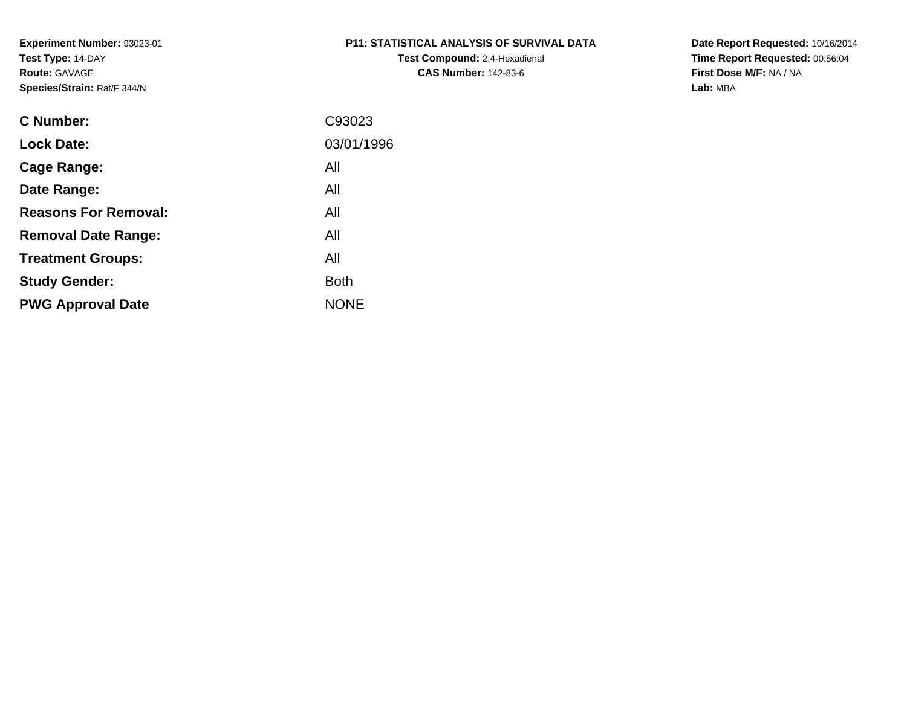**Experiment Number:** 93023-01
**Test Type:** 14-DAY
**Route:** GAVAGE
**Species/Strain:** Rat/F 344/N

**P11: STATISTICAL ANALYSIS OF SURVIVAL DATA**
**Test Compound:** 2,4-Hexadienal
**CAS Number:** 142-83-6

**Date Report Requested:** 10/16/2014
**Time Report Requested:** 00:56:04
**First Dose M/F:** NA / NA
**Lab:** MBA

| | |
|---|---|
| **C Number:** | C93023 |
| **Lock Date:** | 03/01/1996 |
| **Cage Range:** | All |
| **Date Range:** | All |
| **Reasons For Removal:** | All |
| **Removal Date Range:** | All |
| **Treatment Groups:** | All |
| **Study Gender:** | Both |
| **PWG Approval Date** | NONE |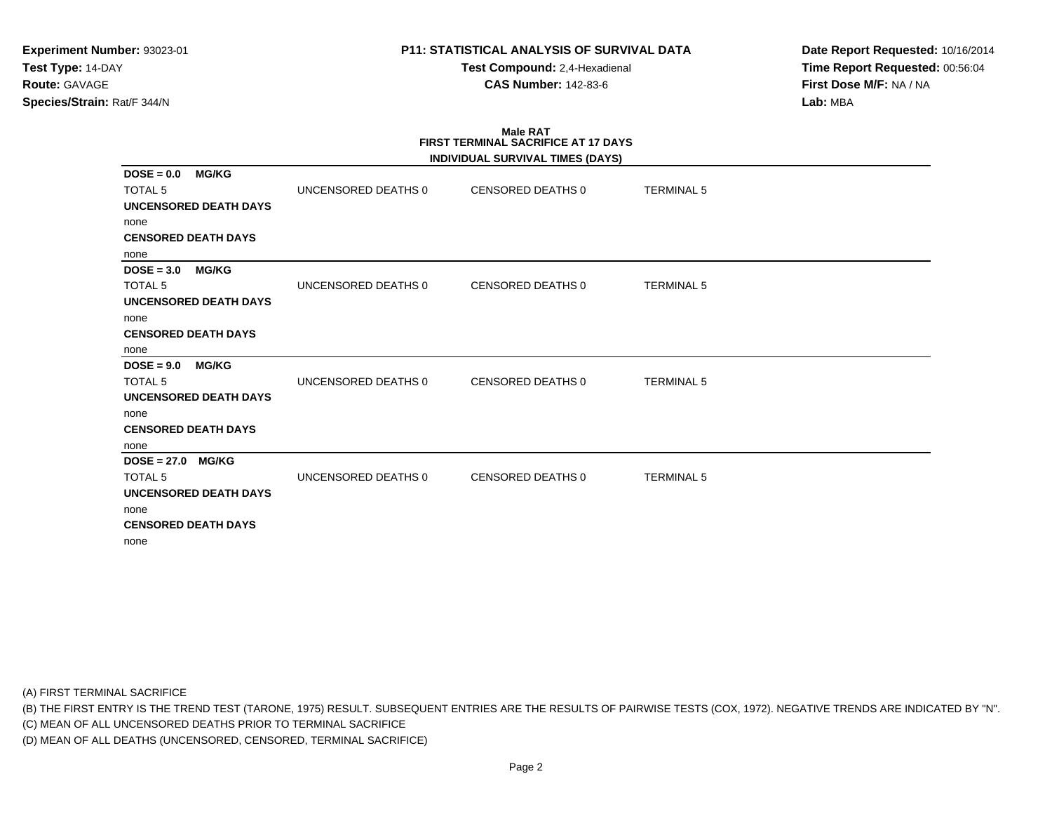**Experiment Number:** 93023-01
**Test Type:** 14-DAY
**Route:** GAVAGE
**Species/Strain:** Rat/F 344/N

**P11: STATISTICAL ANALYSIS OF SURVIVAL DATA**
**Test Compound:** 2,4-Hexadienal
**CAS Number:** 142-83-6

**Date Report Requested:** 10/16/2014
**Time Report Requested:** 00:56:04
**First Dose M/F:** NA / NA
**Lab:** MBA

## Male RAT
### FIRST TERMINAL SACRIFICE AT 17 DAYS
### INDIVIDUAL SURVIVAL TIMES (DAYS)

**DOSE = 0.0 MG/KG**

| TOTAL 5 | UNCENSORED DEATHS 0 | CENSORED DEATHS 0 | TERMINAL 5 |
|---|---|---|---|

**UNCENSORED DEATH DAYS**
none
**CENSORED DEATH DAYS**
none

**DOSE = 3.0 MG/KG**

| TOTAL 5 | UNCENSORED DEATHS 0 | CENSORED DEATHS 0 | TERMINAL 5 |
|---|---|---|---|

**UNCENSORED DEATH DAYS**
none
**CENSORED DEATH DAYS**
none

**DOSE = 9.0 MG/KG**

| TOTAL 5 | UNCENSORED DEATHS 0 | CENSORED DEATHS 0 | TERMINAL 5 |
|---|---|---|---|

**UNCENSORED DEATH DAYS**
none
**CENSORED DEATH DAYS**
none

**DOSE = 27.0 MG/KG**

| TOTAL 5 | UNCENSORED DEATHS 0 | CENSORED DEATHS 0 | TERMINAL 5 |
|---|---|---|---|

**UNCENSORED DEATH DAYS**
none
**CENSORED DEATH DAYS**
none

(A) FIRST TERMINAL SACRIFICE
(B) THE FIRST ENTRY IS THE TREND TEST (TARONE, 1975) RESULT. SUBSEQUENT ENTRIES ARE THE RESULTS OF PAIRWISE TESTS (COX, 1972). NEGATIVE TRENDS ARE INDICATED BY "N".
(C) MEAN OF ALL UNCENSORED DEATHS PRIOR TO TERMINAL SACRIFICE
(D) MEAN OF ALL DEATHS (UNCENSORED, CENSORED, TERMINAL SACRIFICE)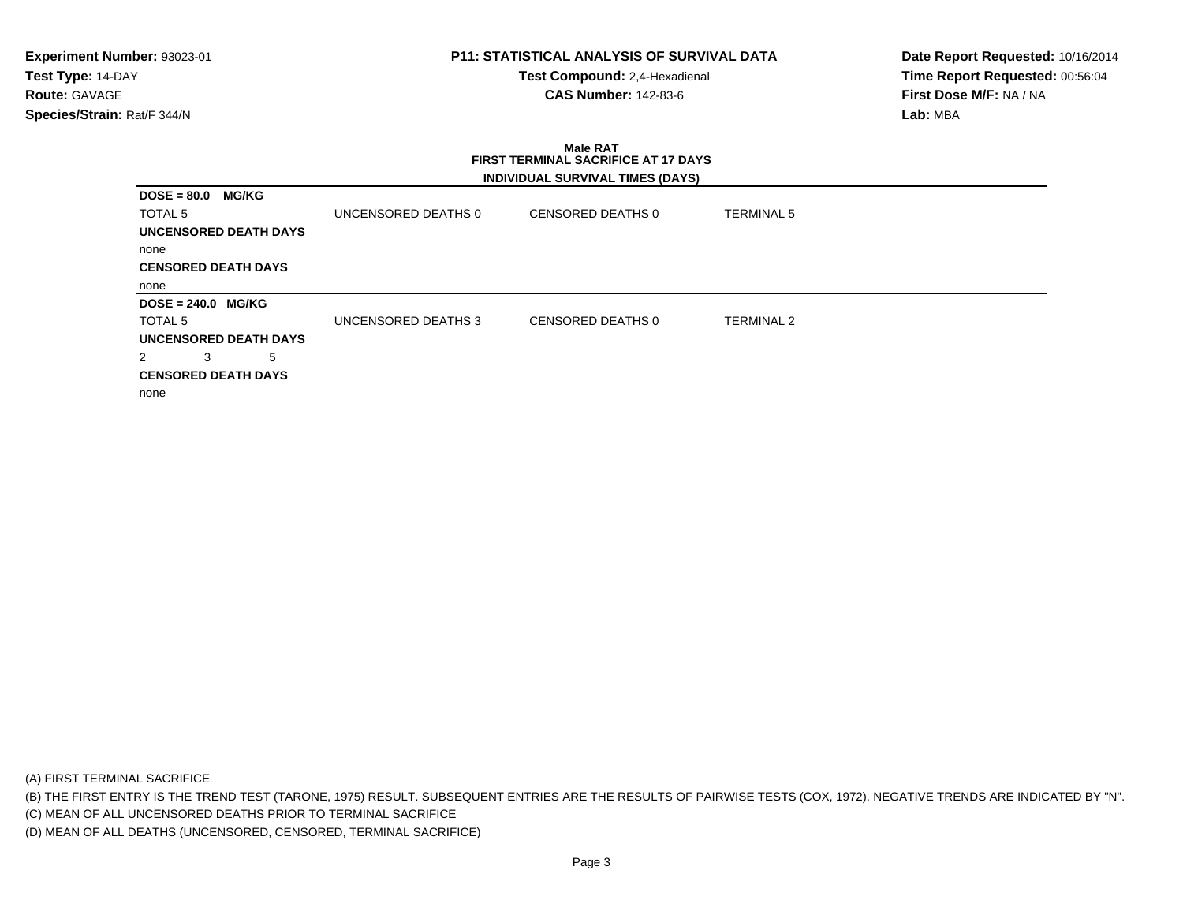**Experiment Number:** 93023-01
**Test Type:** 14-DAY
**Route:** GAVAGE
**Species/Strain:** Rat/F 344/N

**P11: STATISTICAL ANALYSIS OF SURVIVAL DATA**
**Test Compound:** 2,4-Hexadienal
**CAS Number:** 142-83-6

**Date Report Requested:** 10/16/2014
**Time Report Requested:** 00:56:04
**First Dose M/F:** NA / NA
**Lab:** MBA

**Male RAT**
**FIRST TERMINAL SACRIFICE AT 17 DAYS**
**INDIVIDUAL SURVIVAL TIMES (DAYS)**

**DOSE = 80.0 MG/KG**

| TOTAL 5 | UNCENSORED DEATHS 0 | CENSORED DEATHS 0 | TERMINAL 5 |
|---|---|---|---|

**UNCENSORED DEATH DAYS**

none

**CENSORED DEATH DAYS**

none

**DOSE = 240.0 MG/KG**

| TOTAL 5 | UNCENSORED DEATHS 3 | CENSORED DEATHS 0 | TERMINAL 2 |
|---|---|---|---|

**UNCENSORED DEATH DAYS**

2 3 5

**CENSORED DEATH DAYS**

none

(A) FIRST TERMINAL SACRIFICE
(B) THE FIRST ENTRY IS THE TREND TEST (TARONE, 1975) RESULT. SUBSEQUENT ENTRIES ARE THE RESULTS OF PAIRWISE TESTS (COX, 1972). NEGATIVE TRENDS ARE INDICATED BY "N".
(C) MEAN OF ALL UNCENSORED DEATHS PRIOR TO TERMINAL SACRIFICE
(D) MEAN OF ALL DEATHS (UNCENSORED, CENSORED, TERMINAL SACRIFICE)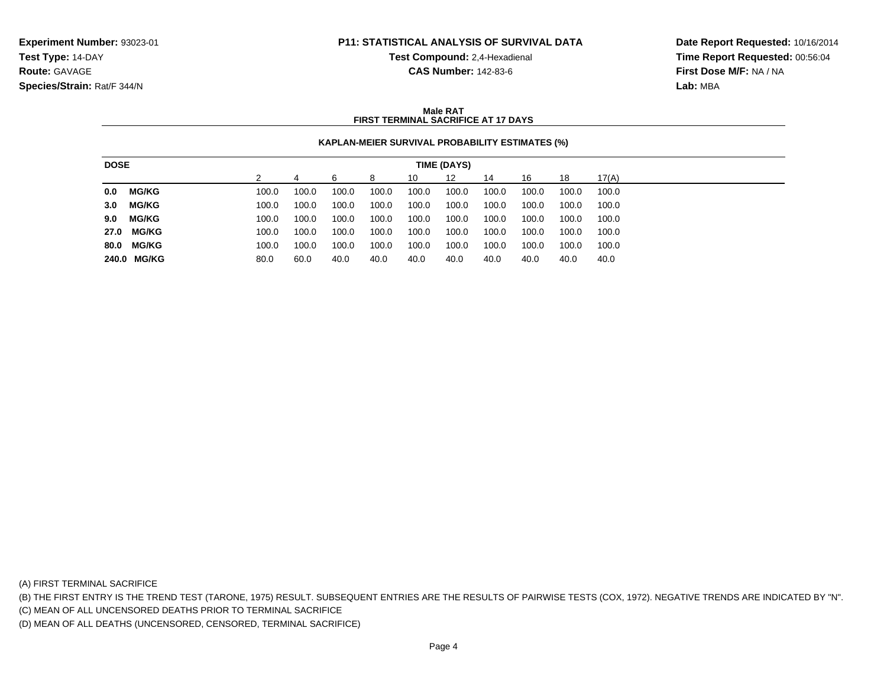**Experiment Number:** 93023-01
**Test Type:** 14-DAY
**Route:** GAVAGE
**Species/Strain:** Rat/F 344/N

**P11: STATISTICAL ANALYSIS OF SURVIVAL DATA**
**Test Compound:** 2,4-Hexadienal
**CAS Number:** 142-83-6

**Date Report Requested:** 10/16/2014
**Time Report Requested:** 00:56:04
**First Dose M/F:** NA / NA
**Lab:** MBA

**Male RAT**
**FIRST TERMINAL SACRIFICE AT 17 DAYS**

**KAPLAN-MEIER SURVIVAL PROBABILITY ESTIMATES (%)**

| DOSE | TIME (DAYS) | | | | | | | | | |
|---|---|---|---|---|---|---|---|---|---|---|
| | 2 | 4 | 6 | 8 | 10 | 12 | 14 | 16 | 18 | 17(A) |
| **0.0 MG/KG** | 100.0 | 100.0 | 100.0 | 100.0 | 100.0 | 100.0 | 100.0 | 100.0 | 100.0 | 100.0 |
| **3.0 MG/KG** | 100.0 | 100.0 | 100.0 | 100.0 | 100.0 | 100.0 | 100.0 | 100.0 | 100.0 | 100.0 |
| **9.0 MG/KG** | 100.0 | 100.0 | 100.0 | 100.0 | 100.0 | 100.0 | 100.0 | 100.0 | 100.0 | 100.0 |
| **27.0 MG/KG** | 100.0 | 100.0 | 100.0 | 100.0 | 100.0 | 100.0 | 100.0 | 100.0 | 100.0 | 100.0 |
| **80.0 MG/KG** | 100.0 | 100.0 | 100.0 | 100.0 | 100.0 | 100.0 | 100.0 | 100.0 | 100.0 | 100.0 |
| **240.0 MG/KG** | 80.0 | 60.0 | 40.0 | 40.0 | 40.0 | 40.0 | 40.0 | 40.0 | 40.0 | 40.0 |

(A) FIRST TERMINAL SACRIFICE
(B) THE FIRST ENTRY IS THE TREND TEST (TARONE, 1975) RESULT. SUBSEQUENT ENTRIES ARE THE RESULTS OF PAIRWISE TESTS (COX, 1972). NEGATIVE TRENDS ARE INDICATED BY "N".
(C) MEAN OF ALL UNCENSORED DEATHS PRIOR TO TERMINAL SACRIFICE
(D) MEAN OF ALL DEATHS (UNCENSORED, CENSORED, TERMINAL SACRIFICE)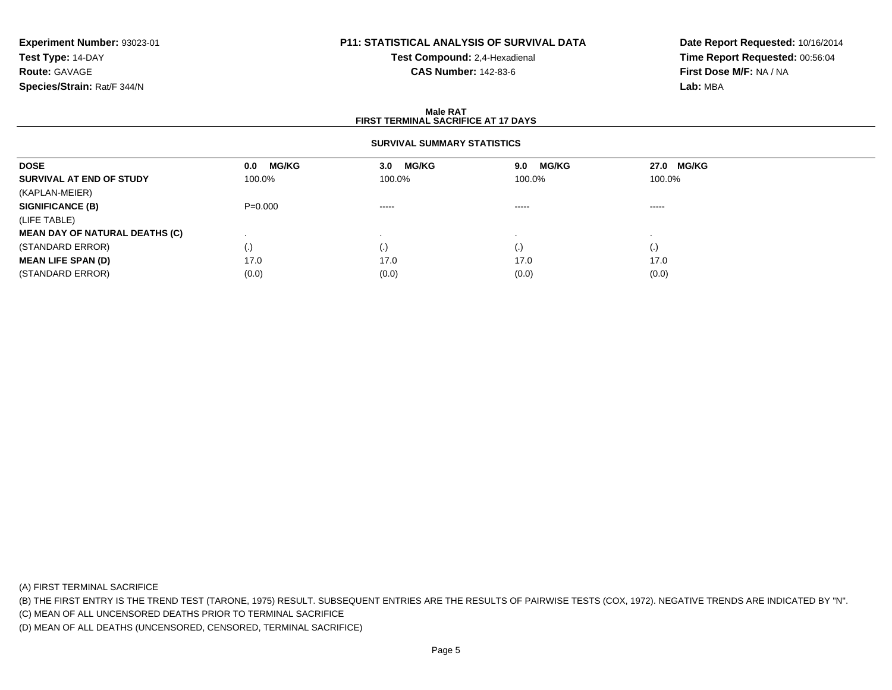**Experiment Number:** 93023-01
**Test Type:** 14-DAY
**Route:** GAVAGE
**Species/Strain:** Rat/F 344/N

**P11: STATISTICAL ANALYSIS OF SURVIVAL DATA**
**Test Compound:** 2,4-Hexadienal
**CAS Number:** 142-83-6

**Date Report Requested:** 10/16/2014
**Time Report Requested:** 00:56:04
**First Dose M/F:** NA / NA
**Lab:** MBA

**Male RAT**
**FIRST TERMINAL SACRIFICE AT 17 DAYS**

**SURVIVAL SUMMARY STATISTICS**

| DOSE | 0.0 MG/KG | 3.0 MG/KG | 9.0 MG/KG | 27.0 MG/KG |
|---|---|---|---|---|
| **SURVIVAL AT END OF STUDY** | 100.0% | 100.0% | 100.0% | 100.0% |
| (KAPLAN-MEIER) | | | | |
| **SIGNIFICANCE (B)** | P=0.000 | ----- | ----- | ----- |
| (LIFE TABLE) | | | | |
| **MEAN DAY OF NATURAL DEATHS (C)** | . | . | . | . |
| (STANDARD ERROR) | (.) | (.) | (.) | (.) |
| **MEAN LIFE SPAN (D)** | 17.0 | 17.0 | 17.0 | 17.0 |
| (STANDARD ERROR) | (0.0) | (0.0) | (0.0) | (0.0) |

(A) FIRST TERMINAL SACRIFICE
(B) THE FIRST ENTRY IS THE TREND TEST (TARONE, 1975) RESULT. SUBSEQUENT ENTRIES ARE THE RESULTS OF PAIRWISE TESTS (COX, 1972). NEGATIVE TRENDS ARE INDICATED BY "N".
(C) MEAN OF ALL UNCENSORED DEATHS PRIOR TO TERMINAL SACRIFICE
(D) MEAN OF ALL DEATHS (UNCENSORED, CENSORED, TERMINAL SACRIFICE)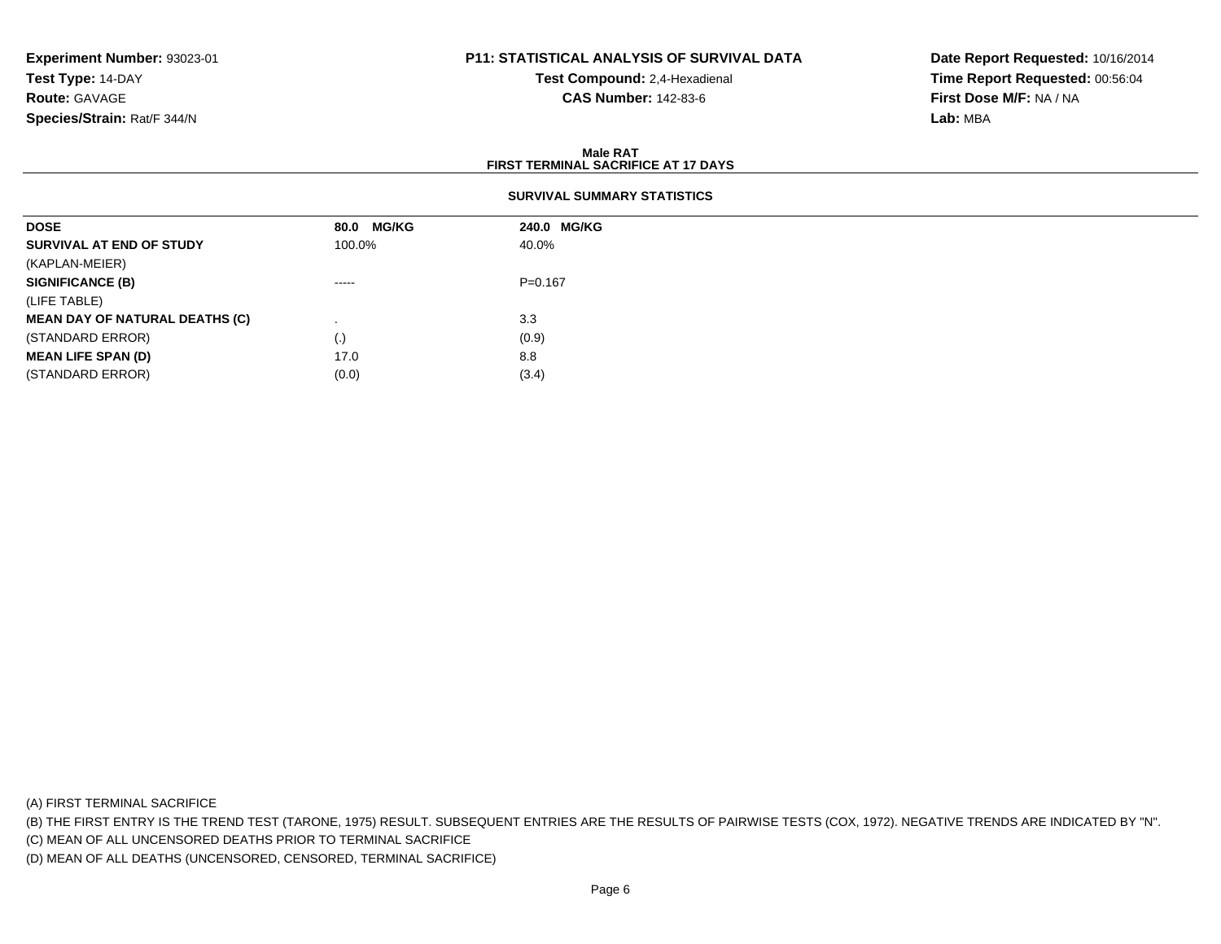**Experiment Number:** 93023-01
**Test Type:** 14-DAY
**Route:** GAVAGE
**Species/Strain:** Rat/F 344/N

## P11: STATISTICAL ANALYSIS OF SURVIVAL DATA

**Test Compound:** 2,4-Hexadienal
**CAS Number:** 142-83-6

**Date Report Requested:** 10/16/2014
**Time Report Requested:** 00:56:04
**First Dose M/F:** NA / NA
**Lab:** MBA

### Male RAT
### FIRST TERMINAL SACRIFICE AT 17 DAYS

#### SURVIVAL SUMMARY STATISTICS

| DOSE | 80.0 MG/KG | 240.0 MG/KG |
|---|---|---|
| **SURVIVAL AT END OF STUDY** | 100.0% | 40.0% |
| (KAPLAN-MEIER) | | |
| **SIGNIFICANCE (B)** | ----- | P=0.167 |
| (LIFE TABLE) | | |
| **MEAN DAY OF NATURAL DEATHS (C)** | . | 3.3 |
| (STANDARD ERROR) | (.) | (0.9) |
| **MEAN LIFE SPAN (D)** | 17.0 | 8.8 |
| (STANDARD ERROR) | (0.0) | (3.4) |

(A) FIRST TERMINAL SACRIFICE
(B) THE FIRST ENTRY IS THE TREND TEST (TARONE, 1975) RESULT. SUBSEQUENT ENTRIES ARE THE RESULTS OF PAIRWISE TESTS (COX, 1972). NEGATIVE TRENDS ARE INDICATED BY "N".
(C) MEAN OF ALL UNCENSORED DEATHS PRIOR TO TERMINAL SACRIFICE
(D) MEAN OF ALL DEATHS (UNCENSORED, CENSORED, TERMINAL SACRIFICE)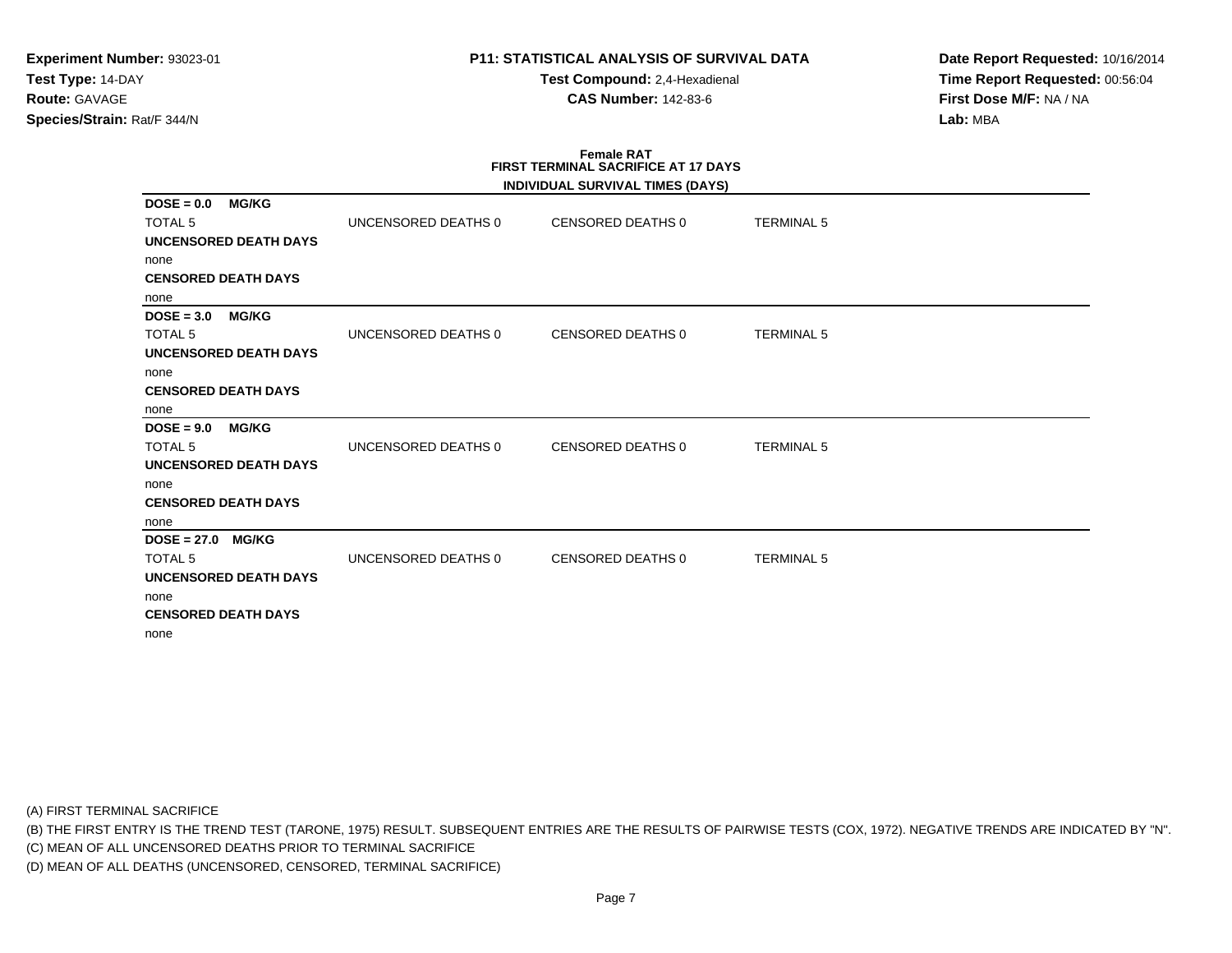**Experiment Number:** 93023-01
**Test Type:** 14-DAY
**Route:** GAVAGE
**Species/Strain:** Rat/F 344/N

**P11: STATISTICAL ANALYSIS OF SURVIVAL DATA**
**Test Compound:** 2,4-Hexadienal
**CAS Number:** 142-83-6

**Date Report Requested:** 10/16/2014
**Time Report Requested:** 00:56:04
**First Dose M/F:** NA / NA
**Lab:** MBA

**Female RAT**
**FIRST TERMINAL SACRIFICE AT 17 DAYS**
**INDIVIDUAL SURVIVAL TIMES (DAYS)**

**DOSE = 0.0 MG/KG**

| TOTAL 5 | UNCENSORED DEATHS 0 | CENSORED DEATHS 0 | TERMINAL 5 |
|---|---|---|---|

**UNCENSORED DEATH DAYS**
none
**CENSORED DEATH DAYS**
none

**DOSE = 3.0 MG/KG**

| TOTAL 5 | UNCENSORED DEATHS 0 | CENSORED DEATHS 0 | TERMINAL 5 |
|---|---|---|---|

**UNCENSORED DEATH DAYS**
none
**CENSORED DEATH DAYS**
none

**DOSE = 9.0 MG/KG**

| TOTAL 5 | UNCENSORED DEATHS 0 | CENSORED DEATHS 0 | TERMINAL 5 |
|---|---|---|---|

**UNCENSORED DEATH DAYS**
none
**CENSORED DEATH DAYS**
none

**DOSE = 27.0 MG/KG**

| TOTAL 5 | UNCENSORED DEATHS 0 | CENSORED DEATHS 0 | TERMINAL 5 |
|---|---|---|---|

**UNCENSORED DEATH DAYS**
none
**CENSORED DEATH DAYS**
none

(A) FIRST TERMINAL SACRIFICE
(B) THE FIRST ENTRY IS THE TREND TEST (TARONE, 1975) RESULT. SUBSEQUENT ENTRIES ARE THE RESULTS OF PAIRWISE TESTS (COX, 1972). NEGATIVE TRENDS ARE INDICATED BY "N".
(C) MEAN OF ALL UNCENSORED DEATHS PRIOR TO TERMINAL SACRIFICE
(D) MEAN OF ALL DEATHS (UNCENSORED, CENSORED, TERMINAL SACRIFICE)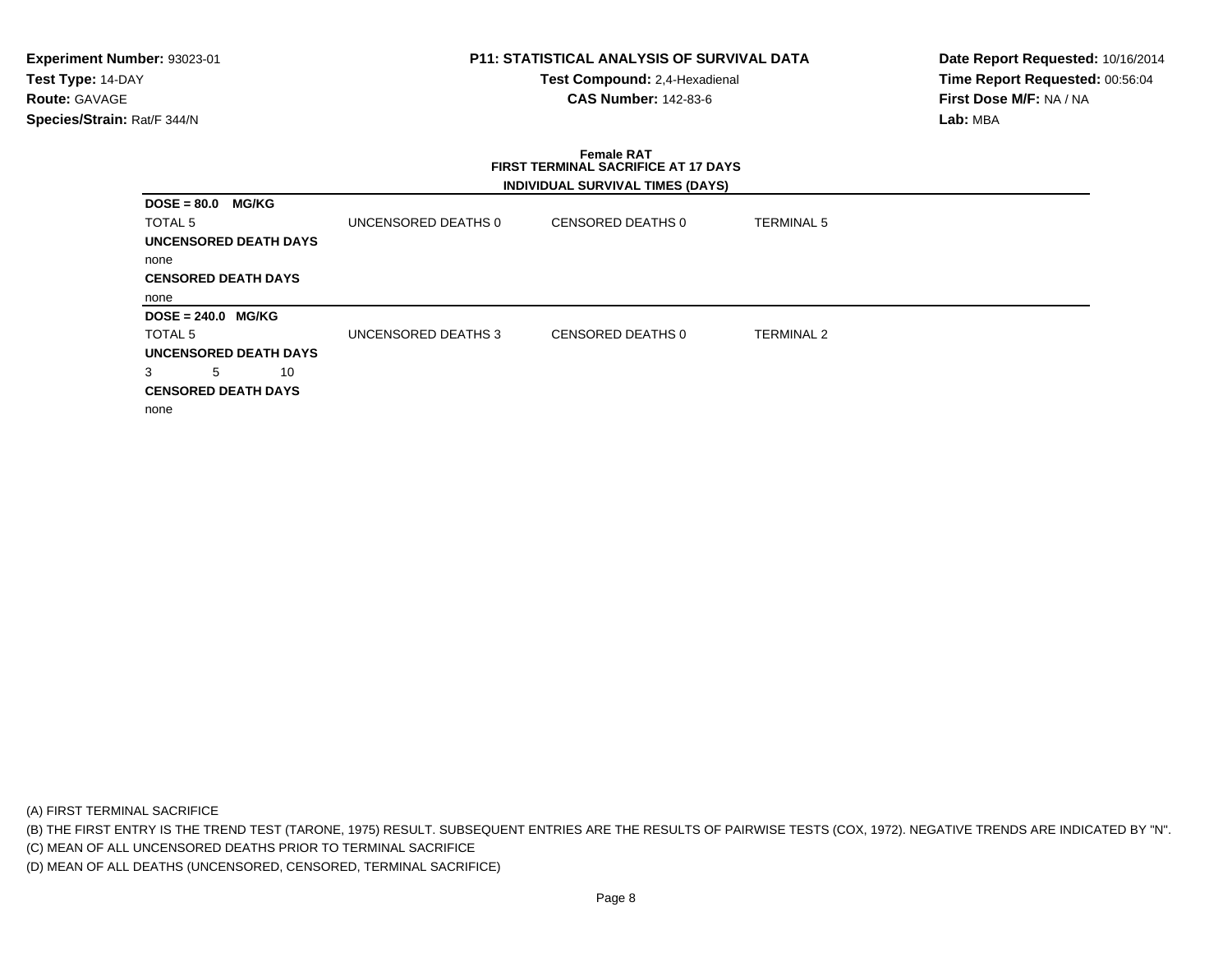**Experiment Number:** 93023-01
**Test Type:** 14-DAY
**Route:** GAVAGE
**Species/Strain:** Rat/F 344/N

**P11: STATISTICAL ANALYSIS OF SURVIVAL DATA**
**Test Compound:** 2,4-Hexadienal
**CAS Number:** 142-83-6

**Date Report Requested:** 10/16/2014
**Time Report Requested:** 00:56:04
**First Dose M/F:** NA / NA
**Lab:** MBA

**Female RAT**
**FIRST TERMINAL SACRIFICE AT 17 DAYS**
**INDIVIDUAL SURVIVAL TIMES (DAYS)**

**DOSE = 80.0 MG/KG**

TOTAL 5 UNCENSORED DEATHS 0 CENSORED DEATHS 0 TERMINAL 5

**UNCENSORED DEATH DAYS**

none

**CENSORED DEATH DAYS**

none

**DOSE = 240.0 MG/KG**

TOTAL 5 UNCENSORED DEATHS 3 CENSORED DEATHS 0 TERMINAL 2

**UNCENSORED DEATH DAYS**

3 5 10

**CENSORED DEATH DAYS**

none

(A) FIRST TERMINAL SACRIFICE
(B) THE FIRST ENTRY IS THE TREND TEST (TARONE, 1975) RESULT. SUBSEQUENT ENTRIES ARE THE RESULTS OF PAIRWISE TESTS (COX, 1972). NEGATIVE TRENDS ARE INDICATED BY "N".
(C) MEAN OF ALL UNCENSORED DEATHS PRIOR TO TERMINAL SACRIFICE
(D) MEAN OF ALL DEATHS (UNCENSORED, CENSORED, TERMINAL SACRIFICE)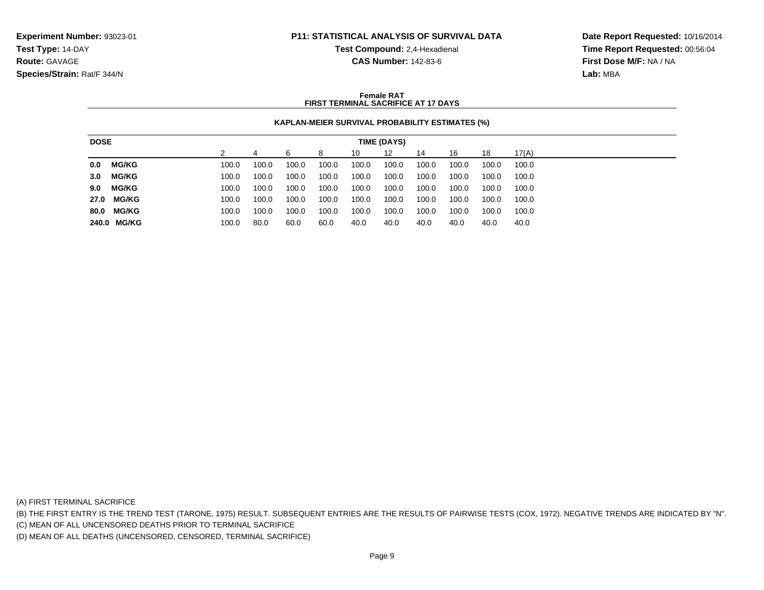**Experiment Number:** 93023-01
**Test Type:** 14-DAY
**Route:** GAVAGE
**Species/Strain:** Rat/F 344/N

**P11: STATISTICAL ANALYSIS OF SURVIVAL DATA**
**Test Compound:** 2,4-Hexadienal
**CAS Number:** 142-83-6

**Date Report Requested:** 10/16/2014
**Time Report Requested:** 00:56:04
**First Dose M/F:** NA / NA
**Lab:** MBA

**Female RAT**
**FIRST TERMINAL SACRIFICE AT 17 DAYS**

**KAPLAN-MEIER SURVIVAL PROBABILITY ESTIMATES (%)**

| DOSE | TIME (DAYS) | | | | | | | | | |
|---|---|---|---|---|---|---|---|---|---|---|
| | 2 | 4 | 6 | 8 | 10 | 12 | 14 | 16 | 18 | 17(A) |
| **0.0 MG/KG** | 100.0 | 100.0 | 100.0 | 100.0 | 100.0 | 100.0 | 100.0 | 100.0 | 100.0 | 100.0 |
| **3.0 MG/KG** | 100.0 | 100.0 | 100.0 | 100.0 | 100.0 | 100.0 | 100.0 | 100.0 | 100.0 | 100.0 |
| **9.0 MG/KG** | 100.0 | 100.0 | 100.0 | 100.0 | 100.0 | 100.0 | 100.0 | 100.0 | 100.0 | 100.0 |
| **27.0 MG/KG** | 100.0 | 100.0 | 100.0 | 100.0 | 100.0 | 100.0 | 100.0 | 100.0 | 100.0 | 100.0 |
| **80.0 MG/KG** | 100.0 | 100.0 | 100.0 | 100.0 | 100.0 | 100.0 | 100.0 | 100.0 | 100.0 | 100.0 |
| **240.0 MG/KG** | 100.0 | 80.0 | 60.0 | 60.0 | 40.0 | 40.0 | 40.0 | 40.0 | 40.0 | 40.0 |

(A) FIRST TERMINAL SACRIFICE
(B) THE FIRST ENTRY IS THE TREND TEST (TARONE, 1975) RESULT. SUBSEQUENT ENTRIES ARE THE RESULTS OF PAIRWISE TESTS (COX, 1972). NEGATIVE TRENDS ARE INDICATED BY "N".
(C) MEAN OF ALL UNCENSORED DEATHS PRIOR TO TERMINAL SACRIFICE
(D) MEAN OF ALL DEATHS (UNCENSORED, CENSORED, TERMINAL SACRIFICE)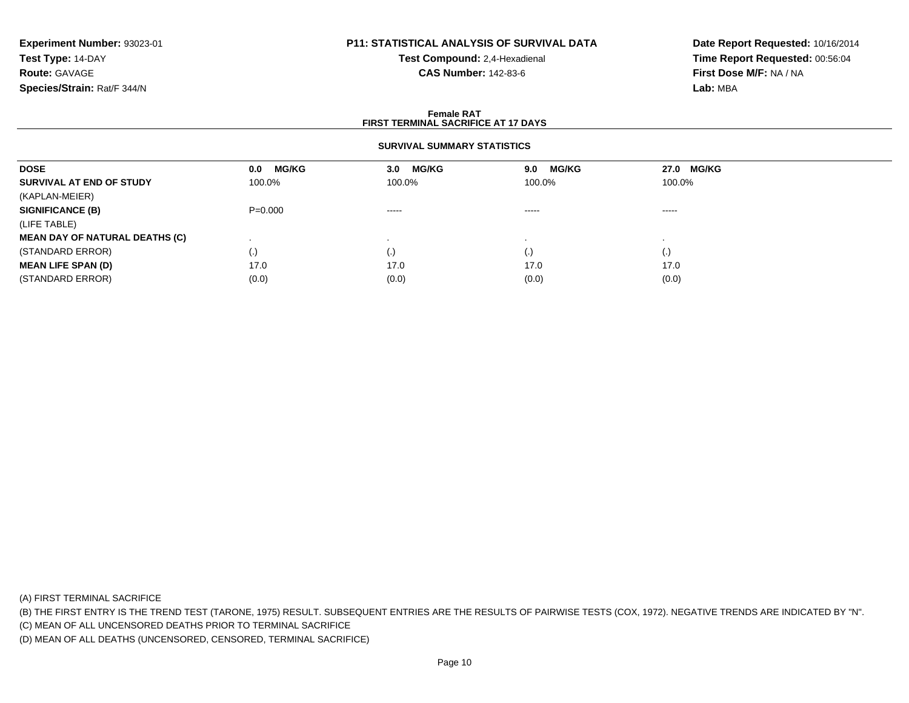**Experiment Number:** 93023-01
**Test Type:** 14-DAY
**Route:** GAVAGE
**Species/Strain:** Rat/F 344/N

**P11: STATISTICAL ANALYSIS OF SURVIVAL DATA**
**Test Compound:** 2,4-Hexadienal
**CAS Number:** 142-83-6

**Date Report Requested:** 10/16/2014
**Time Report Requested:** 00:56:04
**First Dose M/F:** NA / NA
**Lab:** MBA

## Female RAT
## FIRST TERMINAL SACRIFICE AT 17 DAYS

### SURVIVAL SUMMARY STATISTICS

| DOSE | 0.0 MG/KG | 3.0 MG/KG | 9.0 MG/KG | 27.0 MG/KG |
|---|---|---|---|---|
| **SURVIVAL AT END OF STUDY** | 100.0% | 100.0% | 100.0% | 100.0% |
| (KAPLAN-MEIER) | | | | |
| **SIGNIFICANCE (B)** | P=0.000 | ----- | ----- | ----- |
| (LIFE TABLE) | | | | |
| **MEAN DAY OF NATURAL DEATHS (C)** | . | . | . | . |
| (STANDARD ERROR) | (.) | (.) | (.) | (.) |
| **MEAN LIFE SPAN (D)** | 17.0 | 17.0 | 17.0 | 17.0 |
| (STANDARD ERROR) | (0.0) | (0.0) | (0.0) | (0.0) |

(A) FIRST TERMINAL SACRIFICE
(B) THE FIRST ENTRY IS THE TREND TEST (TARONE, 1975) RESULT. SUBSEQUENT ENTRIES ARE THE RESULTS OF PAIRWISE TESTS (COX, 1972). NEGATIVE TRENDS ARE INDICATED BY "N".
(C) MEAN OF ALL UNCENSORED DEATHS PRIOR TO TERMINAL SACRIFICE
(D) MEAN OF ALL DEATHS (UNCENSORED, CENSORED, TERMINAL SACRIFICE)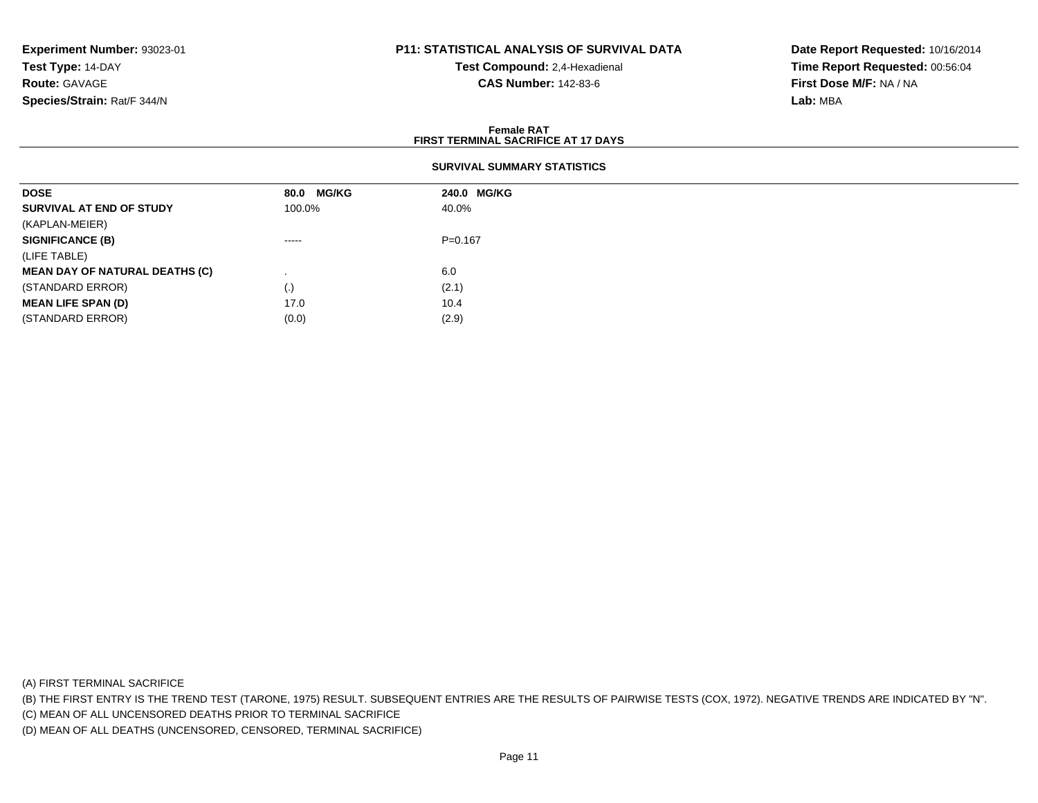**Experiment Number:** 93023-01
**Test Type:** 14-DAY
**Route:** GAVAGE
**Species/Strain:** Rat/F 344/N

**P11: STATISTICAL ANALYSIS OF SURVIVAL DATA**
**Test Compound:** 2,4-Hexadienal
**CAS Number:** 142-83-6

**Date Report Requested:** 10/16/2014
**Time Report Requested:** 00:56:04
**First Dose M/F:** NA / NA
**Lab:** MBA

**Female RAT**
**FIRST TERMINAL SACRIFICE AT 17 DAYS**

**SURVIVAL SUMMARY STATISTICS**

| **DOSE** | **80.0 MG/KG** | **240.0 MG/KG** |
|---|---|---|
| **SURVIVAL AT END OF STUDY** | 100.0% | 40.0% |
| (KAPLAN-MEIER) | | |
| **SIGNIFICANCE (B)** | ----- | P=0.167 |
| (LIFE TABLE) | | |
| **MEAN DAY OF NATURAL DEATHS (C)** | . | 6.0 |
| (STANDARD ERROR) | (.) | (2.1) |
| **MEAN LIFE SPAN (D)** | 17.0 | 10.4 |
| (STANDARD ERROR) | (0.0) | (2.9) |

(A) FIRST TERMINAL SACRIFICE

(B) THE FIRST ENTRY IS THE TREND TEST (TARONE, 1975) RESULT. SUBSEQUENT ENTRIES ARE THE RESULTS OF PAIRWISE TESTS (COX, 1972). NEGATIVE TRENDS ARE INDICATED BY "N".

(C) MEAN OF ALL UNCENSORED DEATHS PRIOR TO TERMINAL SACRIFICE

(D) MEAN OF ALL DEATHS (UNCENSORED, CENSORED, TERMINAL SACRIFICE)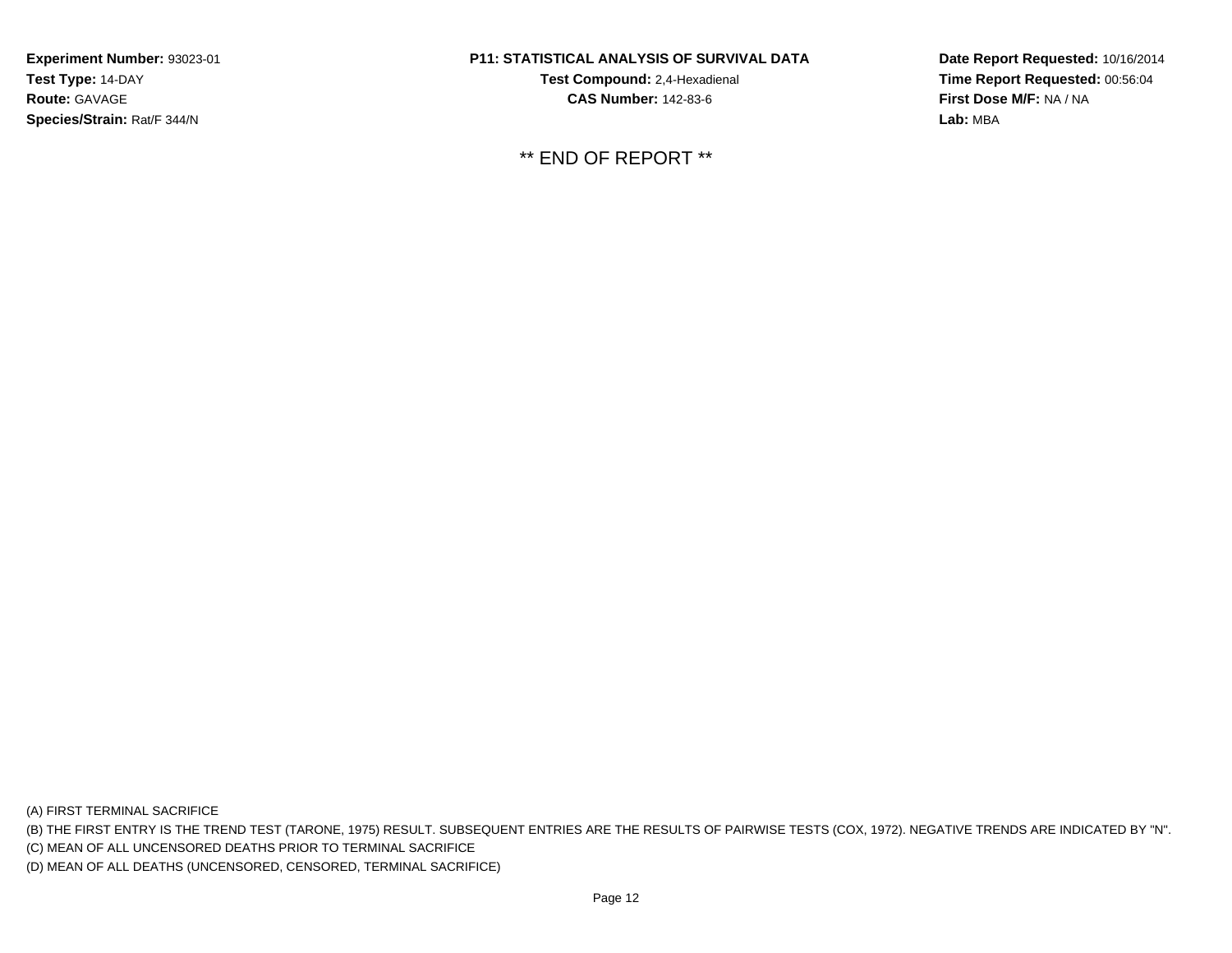**Experiment Number:** 93023-01
**Test Type:** 14-DAY
**Route:** GAVAGE
**Species/Strain:** Rat/F 344/N

**P11: STATISTICAL ANALYSIS OF SURVIVAL DATA**
**Test Compound:** 2,4-Hexadienal
**CAS Number:** 142-83-6

**Date Report Requested:** 10/16/2014
**Time Report Requested:** 00:56:04
**First Dose M/F:** NA / NA
**Lab:** MBA

** END OF REPORT **

(A) FIRST TERMINAL SACRIFICE
(B) THE FIRST ENTRY IS THE TREND TEST (TARONE, 1975) RESULT. SUBSEQUENT ENTRIES ARE THE RESULTS OF PAIRWISE TESTS (COX, 1972). NEGATIVE TRENDS ARE INDICATED BY "N".
(C) MEAN OF ALL UNCENSORED DEATHS PRIOR TO TERMINAL SACRIFICE
(D) MEAN OF ALL DEATHS (UNCENSORED, CENSORED, TERMINAL SACRIFICE)